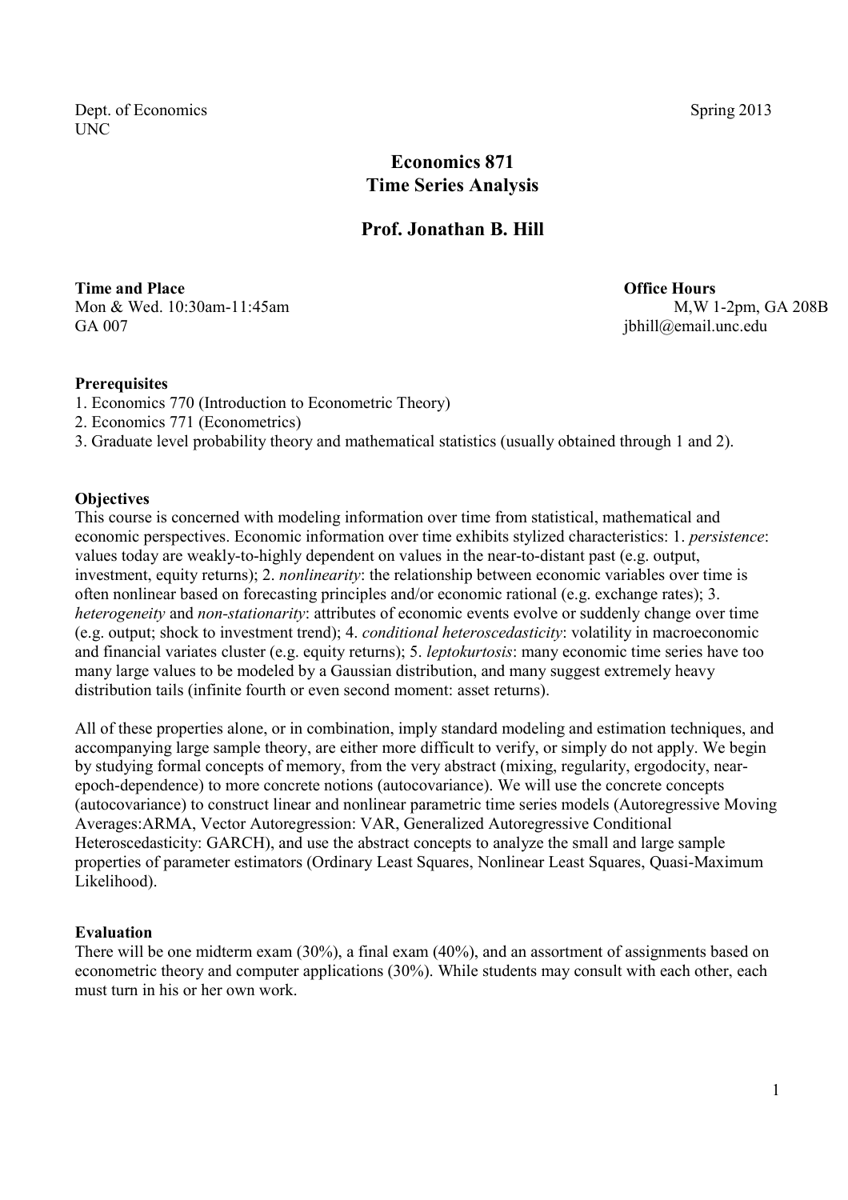Dept. of Economics
UNC

Spring 2013

# Economics 871
# Time Series Analysis

## Prof. Jonathan B. Hill

**Time and Place**
Mon & Wed. 10:30am-11:45am
GA 007

**Office Hours**
M,W 1-2pm, GA 208B
jbhill@email.unc.edu

**Prerequisites**

1. Economics 770 (Introduction to Econometric Theory)
2. Economics 771 (Econometrics)
3. Graduate level probability theory and mathematical statistics (usually obtained through 1 and 2).

**Objectives**

This course is concerned with modeling information over time from statistical, mathematical and economic perspectives. Economic information over time exhibits stylized characteristics: 1. *persistence*: values today are weakly-to-highly dependent on values in the near-to-distant past (e.g. output, investment, equity returns); 2. *nonlinearity*: the relationship between economic variables over time is often nonlinear based on forecasting principles and/or economic rational (e.g. exchange rates); 3. *heterogeneity* and *non-stationarity*: attributes of economic events evolve or suddenly change over time (e.g. output; shock to investment trend); 4. *conditional heteroscedasticity*: volatility in macroeconomic and financial variates cluster (e.g. equity returns); 5. *leptokurtosis*: many economic time series have too many large values to be modeled by a Gaussian distribution, and many suggest extremely heavy distribution tails (infinite fourth or even second moment: asset returns).

All of these properties alone, or in combination, imply standard modeling and estimation techniques, and accompanying large sample theory, are either more difficult to verify, or simply do not apply. We begin by studying formal concepts of memory, from the very abstract (mixing, regularity, ergodocity, near-epoch-dependence) to more concrete notions (autocovariance). We will use the concrete concepts (autocovariance) to construct linear and nonlinear parametric time series models (Autoregressive Moving Averages:ARMA, Vector Autoregression: VAR, Generalized Autoregressive Conditional Heteroscedasticity: GARCH), and use the abstract concepts to analyze the small and large sample properties of parameter estimators (Ordinary Least Squares, Nonlinear Least Squares, Quasi-Maximum Likelihood).

**Evaluation**

There will be one midterm exam (30%), a final exam (40%), and an assortment of assignments based on econometric theory and computer applications (30%). While students may consult with each other, each must turn in his or her own work.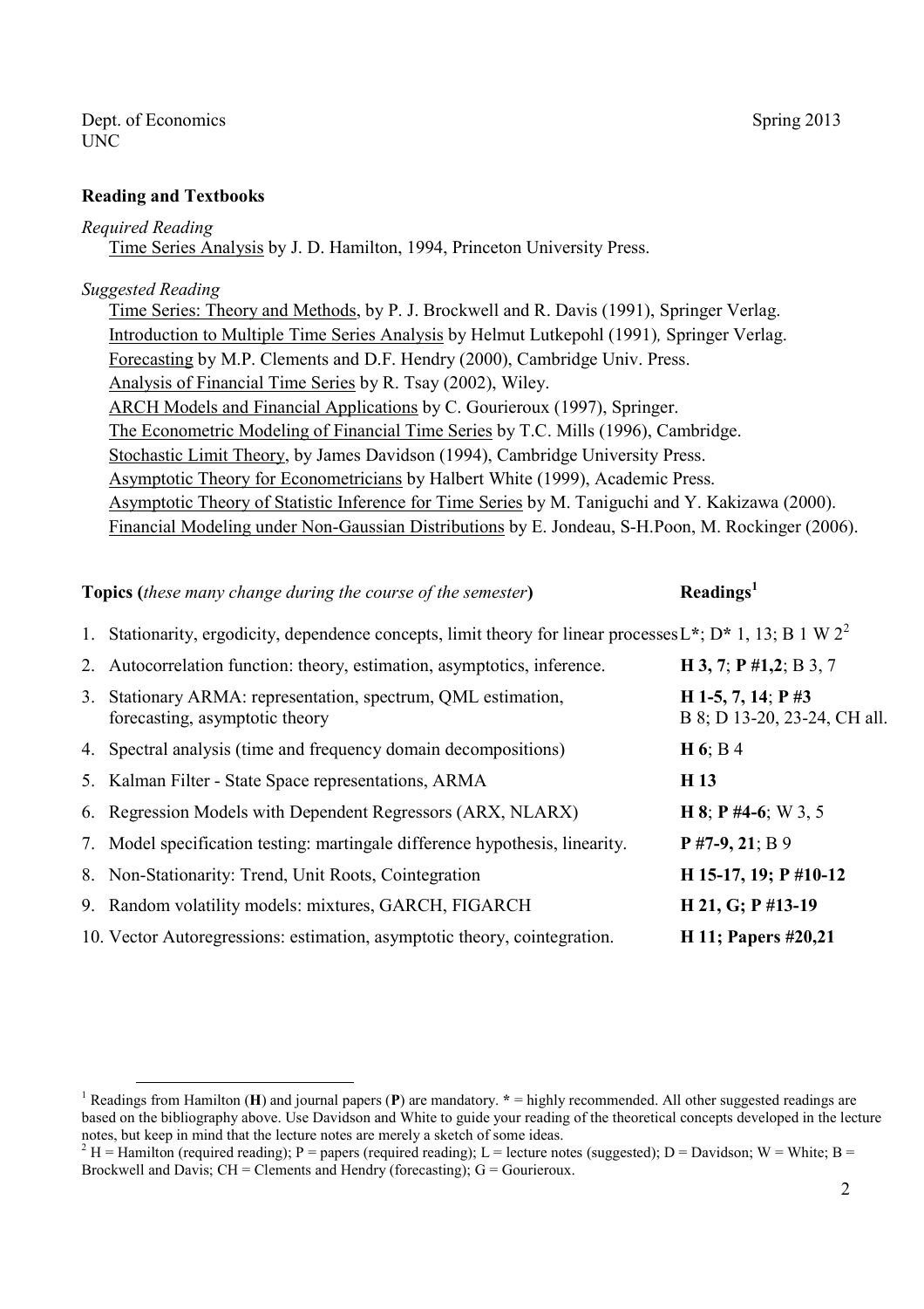Dept. of Economics  
UNC

Spring 2013

**Reading and Textbooks**

*Required Reading*

Time Series Analysis by J. D. Hamilton, 1994, Princeton University Press.

*Suggested Reading*

Time Series: Theory and Methods, by P. J. Brockwell and R. Davis (1991), Springer Verlag.  
Introduction to Multiple Time Series Analysis by Helmut Lutkepohl (1991), Springer Verlag.  
Forecasting by M.P. Clements and D.F. Hendry (2000), Cambridge Univ. Press.  
Analysis of Financial Time Series by R. Tsay (2002), Wiley.  
ARCH Models and Financial Applications by C. Gourieroux (1997), Springer.  
The Econometric Modeling of Financial Time Series by T.C. Mills (1996), Cambridge.  
Stochastic Limit Theory, by James Davidson (1994), Cambridge University Press.  
Asymptotic Theory for Econometricians by Halbert White (1999), Academic Press.  
Asymptotic Theory of Statistic Inference for Time Series by M. Taniguchi and Y. Kakizawa (2000).  
Financial Modeling under Non-Gaussian Distributions by E. Jondeau, S-H.Poon, M. Rockinger (2006).

| **Topics** (*these many change during the course of the semester*) | **Readings**[1] |
|---|---|
| 1. Stationarity, ergodicity, dependence concepts, limit theory for linear processes | L*; D* 1, 13; B 1 W 2[2] |
| 2. Autocorrelation function: theory, estimation, asymptotics, inference. | **H 3, 7**; **P #1,2**; B 3, 7 |
| 3. Stationary ARMA: representation, spectrum, QML estimation, forecasting, asymptotic theory | **H 1-5, 7, 14**; **P #3** B 8; D 13-20, 23-24, CH all. |
| 4. Spectral analysis (time and frequency domain decompositions) | **H 6**; B 4 |
| 5. Kalman Filter - State Space representations, ARMA | **H 13** |
| 6. Regression Models with Dependent Regressors (ARX, NLARX) | **H 8**; **P #4-6**; W 3, 5 |
| 7. Model specification testing: martingale difference hypothesis, linearity. | **P #7-9, 21**; B 9 |
| 8. Non-Stationarity: Trend, Unit Roots, Cointegration | **H 15-17, 19; P #10-12** |
| 9. Random volatility models: mixtures, GARCH, FIGARCH | **H 21, G; P #13-19** |
| 10. Vector Autoregressions: estimation, asymptotic theory, cointegration. | **H 11; Papers #20,21** |

[1] Readings from Hamilton (**H**) and journal papers (**P**) are mandatory. * = highly recommended. All other suggested readings are based on the bibliography above. Use Davidson and White to guide your reading of the theoretical concepts developed in the lecture notes, but keep in mind that the lecture notes are merely a sketch of some ideas.

[2] H = Hamilton (required reading); P = papers (required reading); L = lecture notes (suggested); D = Davidson; W = White; B = Brockwell and Davis; CH = Clements and Hendry (forecasting); G = Gourieroux.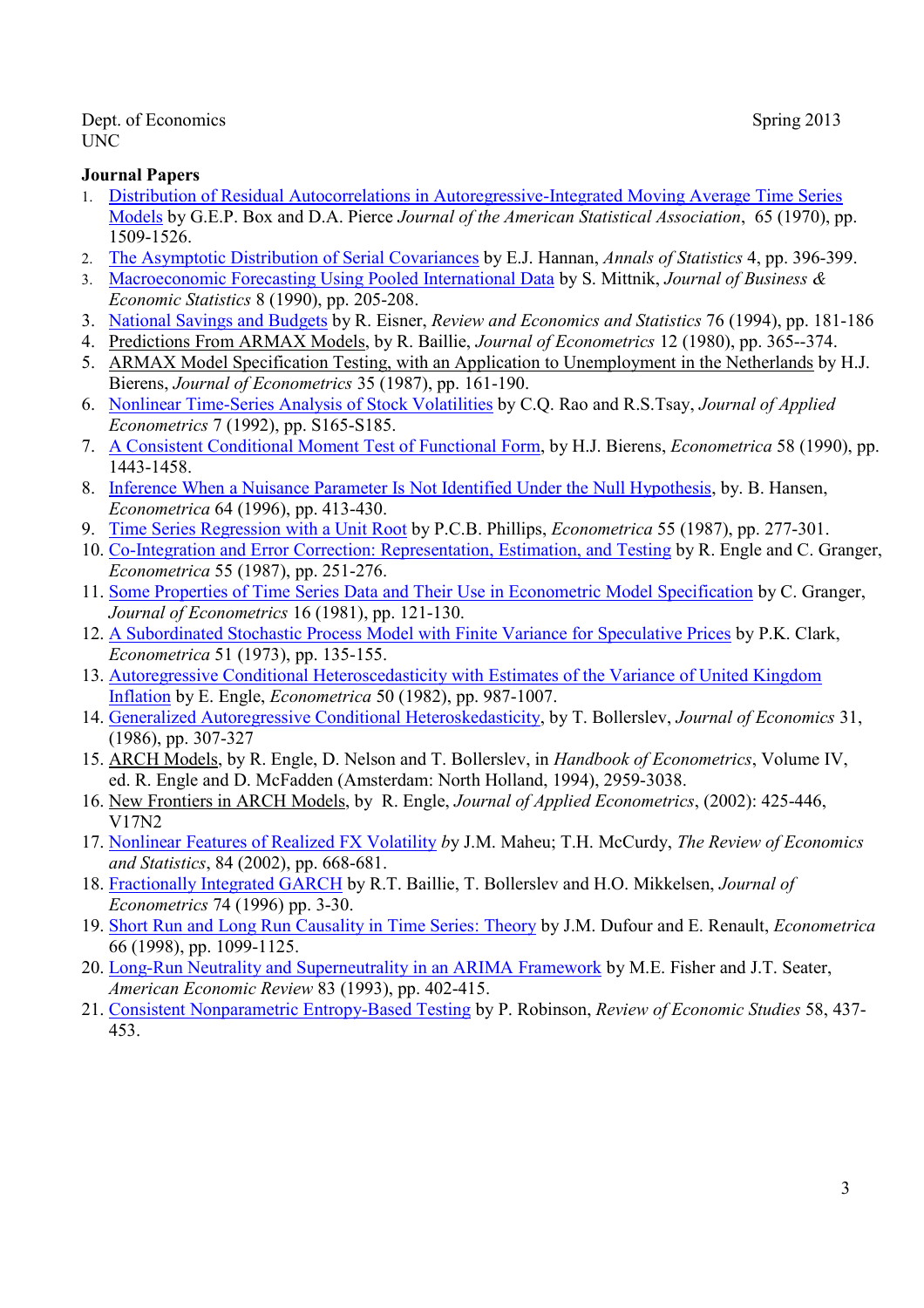Dept. of Economics
UNC

Spring 2013

**Journal Papers**

1. Distribution of Residual Autocorrelations in Autoregressive-Integrated Moving Average Time Series Models by G.E.P. Box and D.A. Pierce *Journal of the American Statistical Association*, 65 (1970), pp. 1509-1526.
2. The Asymptotic Distribution of Serial Covariances by E.J. Hannan, *Annals of Statistics* 4, pp. 396-399.
3. Macroeconomic Forecasting Using Pooled International Data by S. Mittnik, *Journal of Business & Economic Statistics* 8 (1990), pp. 205-208.
3. National Savings and Budgets by R. Eisner, *Review and Economics and Statistics* 76 (1994), pp. 181-186
4. Predictions From ARMAX Models, by R. Baillie, *Journal of Econometrics* 12 (1980), pp. 365--374.
5. ARMAX Model Specification Testing, with an Application to Unemployment in the Netherlands by H.J. Bierens, *Journal of Econometrics* 35 (1987), pp. 161-190.
6. Nonlinear Time-Series Analysis of Stock Volatilities by C.Q. Rao and R.S.Tsay, *Journal of Applied Econometrics* 7 (1992), pp. S165-S185.
7. A Consistent Conditional Moment Test of Functional Form, by H.J. Bierens, *Econometrica* 58 (1990), pp. 1443-1458.
8. Inference When a Nuisance Parameter Is Not Identified Under the Null Hypothesis, by. B. Hansen, *Econometrica* 64 (1996), pp. 413-430.
9. Time Series Regression with a Unit Root by P.C.B. Phillips, *Econometrica* 55 (1987), pp. 277-301.
10. Co-Integration and Error Correction: Representation, Estimation, and Testing by R. Engle and C. Granger, *Econometrica* 55 (1987), pp. 251-276.
11. Some Properties of Time Series Data and Their Use in Econometric Model Specification by C. Granger, *Journal of Econometrics* 16 (1981), pp. 121-130.
12. A Subordinated Stochastic Process Model with Finite Variance for Speculative Prices by P.K. Clark, *Econometrica* 51 (1973), pp. 135-155.
13. Autoregressive Conditional Heteroscedasticity with Estimates of the Variance of United Kingdom Inflation by E. Engle, *Econometrica* 50 (1982), pp. 987-1007.
14. Generalized Autoregressive Conditional Heteroskedasticity, by T. Bollerslev, *Journal of Economics* 31, (1986), pp. 307-327
15. ARCH Models, by R. Engle, D. Nelson and T. Bollerslev, in *Handbook of Econometrics*, Volume IV, ed. R. Engle and D. McFadden (Amsterdam: North Holland, 1994), 2959-3038.
16. New Frontiers in ARCH Models, by R. Engle, *Journal of Applied Econometrics*, (2002): 425-446, V17N2
17. Nonlinear Features of Realized FX Volatility *by* J.M. Maheu; T.H. McCurdy, *The Review of Economics and Statistics*, 84 (2002), pp. 668-681.
18. Fractionally Integrated GARCH by R.T. Baillie, T. Bollerslev and H.O. Mikkelsen, *Journal of Econometrics* 74 (1996) pp. 3-30.
19. Short Run and Long Run Causality in Time Series: Theory by J.M. Dufour and E. Renault, *Econometrica* 66 (1998), pp. 1099-1125.
20. Long-Run Neutrality and Superneutrality in an ARIMA Framework by M.E. Fisher and J.T. Seater, *American Economic Review* 83 (1993), pp. 402-415.
21. Consistent Nonparametric Entropy-Based Testing by P. Robinson, *Review of Economic Studies* 58, 437-453.